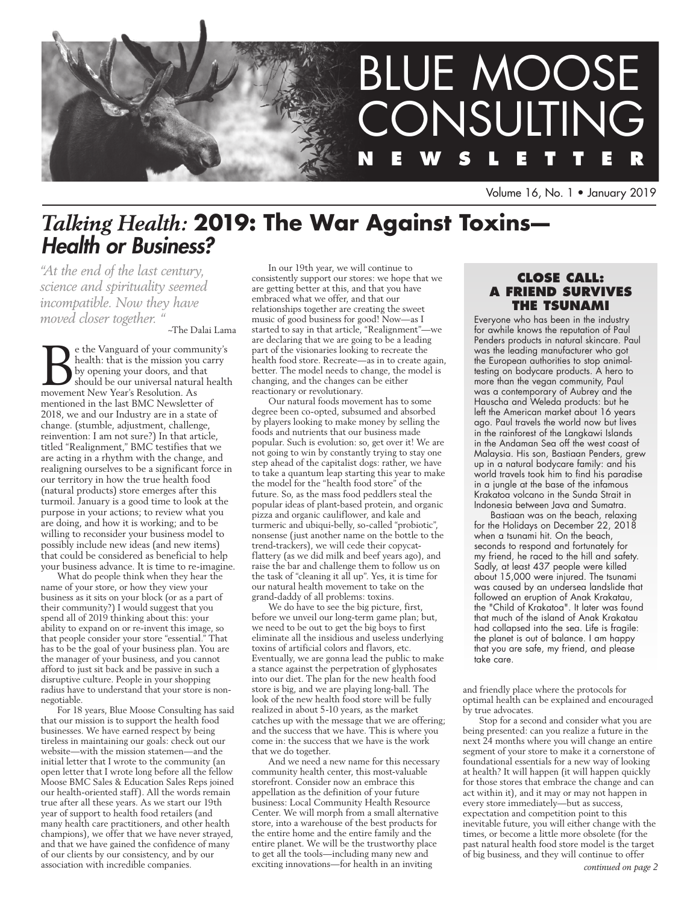# BLUE MOOSE CONSULTING NEWSLETTER

Volume 16, No. 1 • January 2019

## *Talking Health:* 2019: The War Against Toxins—*Health or Business?*

*"At the end of the last century, science and spirituality seemed incompatible. Now they have moved closer together. "*

~The Dalai Lama

Be the Vanguard of your community's health: that is the mission you carry by opening your doors, and that should be our universal natural health movement New Year's Resolution. As mentioned in the last BMC Newsletter of 2018, we and our Industry are in a state of change. (stumble, adjustment, challenge, reinvention: I am not sure?) In that article, titled "Realignment," BMC testifies that we are acting in a rhythm with the change, and realigning ourselves to be a significant force in our territory in how the true health food (natural products) store emerges after this turmoil. January is a good time to look at the purpose in your actions; to review what you are doing, and how it is working; and to be willing to reconsider your business model to possibly include new ideas (and new items) that could be considered as beneficial to help your business advance. It is time to re-imagine.

What do people think when they hear the name of your store, or how they view your business as it sits on your block (or as a part of their community?) I would suggest that you spend all of 2019 thinking about this: your ability to expand on or re-invent this image, so that people consider your store "essential." That has to be the goal of your business plan. You are the manager of your business, and you cannot afford to just sit back and be passive in such a disruptive culture. People in your shopping radius have to understand that your store is non-negotiable.

For 18 years, Blue Moose Consulting has said that our mission is to support the health food businesses. We have earned respect by being tireless in maintaining our goals: check out our website—with the mission statemen—and the initial letter that I wrote to the community (an open letter that I wrote long before all the fellow Moose BMC Sales & Education Sales Reps joined our health-oriented staff). All the words remain true after all these years. As we start our 19th year of support to health food retailers (and many health care practitioners, and other health champions), we offer that we have never strayed, and that we have gained the confidence of many of our clients by our consistency, and by our association with incredible companies.

In our 19th year, we will continue to consistently support our stores: we hope that we are getting better at this, and that you have embraced what we offer, and that our relationships together are creating the sweet music of good business for good! Now—as I started to say in that article, "Realignment"—we are declaring that we are going to be a leading part of the visionaries looking to recreate the health food store. Recreate—as in to create again, better. The model needs to change, the model is changing, and the changes can be either reactionary or revolutionary.

Our natural foods movement has to some degree been co-opted, subsumed and absorbed by players looking to make money by selling the foods and nutrients that our business made popular. Such is evolution: so, get over it! We are not going to win by constantly trying to stay one step ahead of the capitalist dogs: rather, we have to take a quantum leap starting this year to make the model for the "health food store" of the future. So, as the mass food peddlers steal the popular ideas of plant-based protein, and organic pizza and organic cauliflower, and kale and turmeric and ubiqui-belly, so-called "probiotic", nonsense (just another name on the bottle to the trend-trackers), we will cede their copycat-flattery (as we did milk and beef years ago), and raise the bar and challenge them to follow us on the task of "cleaning it all up". Yes, it is time for our natural health movement to take on the grand-daddy of all problems: toxins.

We do have to see the big picture, first, before we unveil our long-term game plan; but, we need to be out to get the big boys to first eliminate all the insidious and useless underlying toxins of artificial colors and flavors, etc. Eventually, we are gonna lead the public to make a stance against the perpetration of glyphosates into our diet. The plan for the new health food store is big, and we are playing long-ball. The look of the new health food store will be fully realized in about 5-10 years, as the market catches up with the message that we are offering; and the success that we have. This is where you come in: the success that we have is the work that we do together.

And we need a new name for this necessary community health center, this most-valuable storefront. Consider now an embrace this appellation as the definition of your future business: Local Community Health Resource Center. We will morph from a small alternative store, into a warehouse of the best products for the entire home and the entire family and the entire planet. We will be the trustworthy place to get all the tools—including many new and exciting innovations—for health in an inviting and friendly place where the protocols for optimal health can be explained and encouraged by true advocates.

Stop for a second and consider what you are being presented: can you realize a future in the next 24 months where you will change an entire segment of your store to make it a cornerstone of foundational essentials for a new way of looking at health? It will happen (it will happen quickly for those stores that embrace the change and can act within it), and it may or may not happen in every store immediately—but as success, expectation and competition point to this inevitable future, you will either change with the times, or become a little more obsolete (for the past natural health food store model is the target of big business, and they will continue to offer

*continued on page 2*

### CLOSE CALL: A FRIEND SURVIVES THE TSUNAMI

Everyone who has been in the industry for awhile knows the reputation of Paul Penders products in natural skincare. Paul was the leading manufacturer who got the European authorities to stop animal-testing on bodycare products. A hero to more than the vegan community, Paul was a contemporary of Aubrey and the Hauscha and Weleda products: but he left the American market about 16 years ago. Paul travels the world now but lives in the rainforest of the Langkawi Islands in the Andaman Sea off the west coast of Malaysia. His son, Bastiaan Penders, grew up in a natural bodycare family: and his world travels took him to find his paradise in a jungle at the base of the infamous Krakatoa volcano in the Sunda Strait in Indonesia between Java and Sumatra.

Bastiaan was on the beach, relaxing for the Holidays on December 22, 2018 when a tsunami hit. On the beach, seconds to respond and fortunately for my friend, he raced to the hill and safety. Sadly, at least 437 people were killed about 15,000 were injured. The tsunami was caused by an undersea landslide that followed an eruption of Anak Krakatau, the "Child of Krakatoa". It later was found that much of the island of Anak Krakatau had collapsed into the sea. Life is fragile: the planet is out of balance. I am happy that you are safe, my friend, and please take care.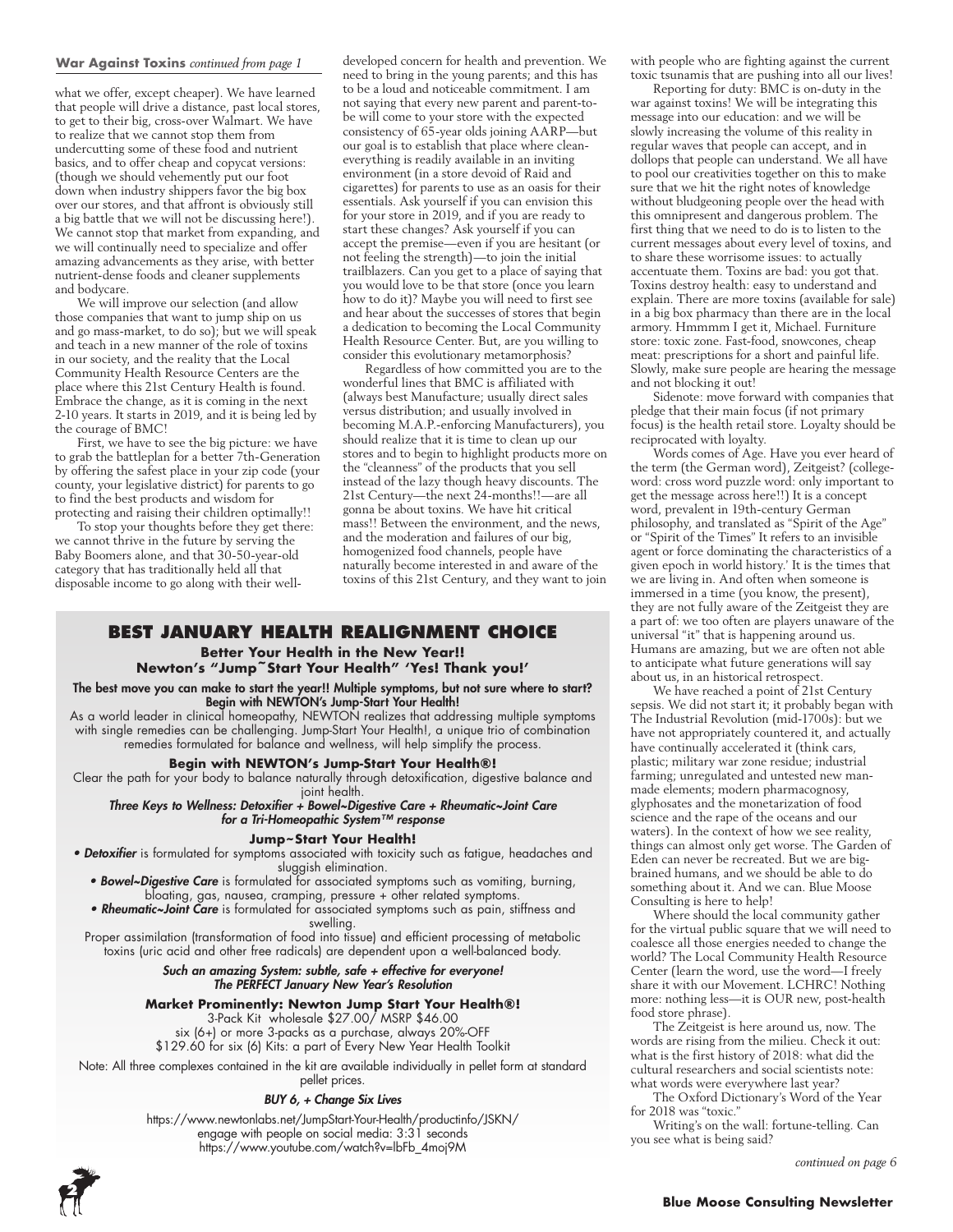**War Against Toxins** *continued from page 1*

what we offer, except cheaper). We have learned that people will drive a distance, past local stores, to get to their big, cross-over Walmart. We have to realize that we cannot stop them from undercutting some of these food and nutrient basics, and to offer cheap and copycat versions: (though we should vehemently put our foot down when industry shippers favor the big box over our stores, and that affront is obviously still a big battle that we will not be discussing here!). We cannot stop that market from expanding, and we will continually need to specialize and offer amazing advancements as they arise, with better nutrient-dense foods and cleaner supplements and bodycare.

We will improve our selection (and allow those companies that want to jump ship on us and go mass-market, to do so); but we will speak and teach in a new manner of the role of toxins in our society, and the reality that the Local Community Health Resource Centers are the place where this 21st Century Health is found. Embrace the change, as it is coming in the next 2-10 years. It starts in 2019, and it is being led by the courage of BMC!

First, we have to see the big picture: we have to grab the battleplan for a better 7th-Generation by offering the safest place in your zip code (your county, your legislative district) for parents to go to find the best products and wisdom for protecting and raising their children optimally!!

To stop your thoughts before they get there: we cannot thrive in the future by serving the Baby Boomers alone, and that 30-50-year-old category that has traditionally held all that disposable income to go along with their well-developed concern for health and prevention. We need to bring in the young parents; and this has to be a loud and noticeable commitment. I am not saying that every new parent and parent-to-be will come to your store with the expected consistency of 65-year olds joining AARP—but our goal is to establish that place where clean-everything is readily available in an inviting environment (in a store devoid of Raid and cigarettes) for parents to use as an oasis for their essentials. Ask yourself if you can envision this for your store in 2019, and if you are ready to start these changes? Ask yourself if you can accept the premise—even if you are hesitant (or not feeling the strength)—to join the initial trailblazers. Can you get to a place of saying that you would love to be that store (once you learn how to do it)? Maybe you will need to first see and hear about the successes of stores that begin a dedication to becoming the Local Community Health Resource Center. But, are you willing to consider this evolutionary metamorphosis?

Regardless of how committed you are to the wonderful lines that BMC is affiliated with (always best Manufacture; usually direct sales versus distribution; and usually involved in becoming M.A.P.-enforcing Manufacturers), you should realize that it is time to clean up our stores and to begin to highlight products more on the "cleanness" of the products that you sell instead of the lazy though heavy discounts. The 21st Century—the next 24-months!!—are all gonna be about toxins. We have hit critical mass!! Between the environment, and the news, and the moderation and failures of our big, homogenized food channels, people have naturally become interested in and aware of the toxins of this 21st Century, and they want to join with people who are fighting against the current toxic tsunamis that are pushing into all our lives!

Reporting for duty: BMC is on-duty in the war against toxins! We will be integrating this message into our education: and we will be slowly increasing the volume of this reality in regular waves that people can accept, and in dollops that people can understand. We all have to pool our creativities together on this to make sure that we hit the right notes of knowledge without bludgeoning people over the head with this omnipresent and dangerous problem. The first thing that we need to do is to listen to the current messages about every level of toxins, and to share these worrisome issues: to actually accentuate them. Toxins are bad: you got that. Toxins destroy health: easy to understand and explain. There are more toxins (available for sale) in a big box pharmacy than there are in the local armory. Hmmmm I get it, Michael. Furniture store: toxic zone. Fast-food, snowcones, cheap meat: prescriptions for a short and painful life. Slowly, make sure people are hearing the message and not blocking it out!

Sidenote: move forward with companies that pledge that their main focus (if not primary focus) is the health retail store. Loyalty should be reciprocated with loyalty.

Words comes of Age. Have you ever heard of the term (the German word), Zeitgeist? (college-word: cross word puzzle word: only important to get the message across here!!) It is a concept word, prevalent in 19th-century German philosophy, and translated as "Spirit of the Age" or "Spirit of the Times" It refers to an invisible agent or force dominating the characteristics of a given epoch in world history.' It is the times that we are living in. And often when someone is immersed in a time (you know, the present), they are not fully aware of the Zeitgeist they are a part of: we too often are players unaware of the universal "it" that is happening around us. Humans are amazing, but we are often not able to anticipate what future generations will say about us, in an historical retrospect.

We have reached a point of 21st Century sepsis. We did not start it; it probably began with The Industrial Revolution (mid-1700s): but we have not appropriately countered it, and actually have continually accelerated it (think cars, plastic; military war zone residue; industrial farming; unregulated and untested new man-made elements; modern pharmacognosy, glyphosates and the monetarization of food science and the rape of the oceans and our waters). In the context of how we see reality, things can almost only get worse. The Garden of Eden can never be recreated. But we are big-brained humans, and we should be able to do something about it. And we can. Blue Moose Consulting is here to help!

Where should the local community gather for the virtual public square that we will need to coalesce all those energies needed to change the world? The Local Community Health Resource Center (learn the word, use the word—I freely share it with our Movement. LCHRC! Nothing more: nothing less—it is OUR new, post-health food store phrase).

The Zeitgeist is here around us, now. The words are rising from the milieu. Check it out: what is the first history of 2018: what did the cultural researchers and social scientists note: what words were everywhere last year?

The Oxford Dictionary's Word of the Year for 2018 was "toxic."

Writing's on the wall: fortune-telling. Can you see what is being said?

*continued on page 6*

## BEST JANUARY HEALTH REALIGNMENT CHOICE

**Better Your Health in the New Year!!**
**Newton's "Jump~Start Your Health" 'Yes! Thank you!'**

**The best move you can make to start the year!! Multiple symptoms, but not sure where to start? Begin with NEWTON's Jump-Start Your Health!**

As a world leader in clinical homeopathy, NEWTON realizes that addressing multiple symptoms with single remedies can be challenging. Jump-Start Your Health!, a unique trio of combination remedies formulated for balance and wellness, will help simplify the process.

**Begin with NEWTON's Jump-Start Your Health®!**

Clear the path for your body to balance naturally through detoxification, digestive balance and joint health.

***Three Keys to Wellness: Detoxifier + Bowel~Digestive Care + Rheumatic~Joint Care for a Tri-Homeopathic System™ response***

**Jump~Start Your Health!**

- ***Detoxifier*** is formulated for symptoms associated with toxicity such as fatigue, headaches and sluggish elimination.
- ***Bowel~Digestive Care*** is formulated for associated symptoms such as vomiting, burning, bloating, gas, nausea, cramping, pressure + other related symptoms.
- ***Rheumatic~Joint Care*** is formulated for associated symptoms such as pain, stiffness and swelling.

Proper assimilation (transformation of food into tissue) and efficient processing of metabolic toxins (uric acid and other free radicals) are dependent upon a well-balanced body.

***Such an amazing System: subtle, safe + effective for everyone! The PERFECT January New Year's Resolution***

**Market Prominently: Newton Jump Start Your Health®!**

3-Pack Kit wholesale $27.00/ MSRP $46.00
six (6+) or more 3-packs as a purchase, always 20%-OFF
$129.60 for six (6) Kits: a part of Every New Year Health Toolkit

Note: All three complexes contained in the kit are available individually in pellet form at standard pellet prices.

***BUY 6, + Change Six Lives***

https://www.newtonlabs.net/JumpStart-Your-Health/productinfo/JSKN/
engage with people on social media: 3:31 seconds
https://www.youtube.com/watch?v=lbFb_4moj9M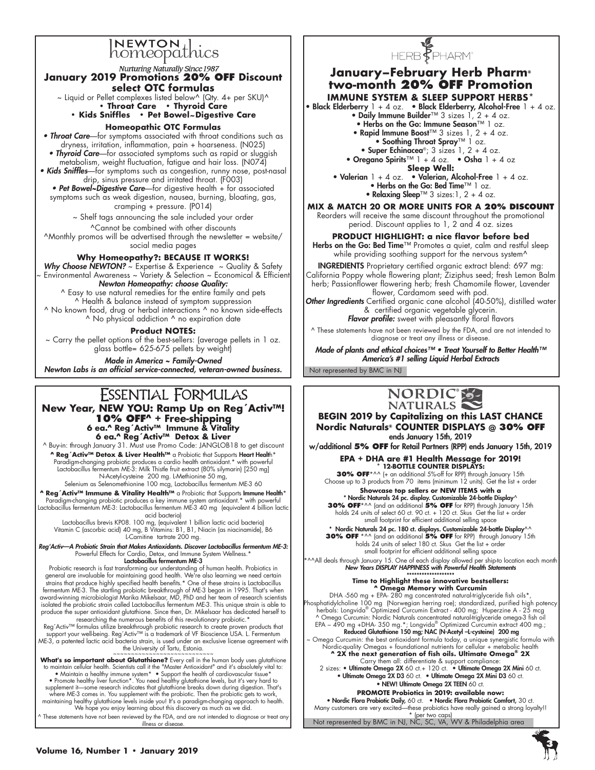# Newton homeopathics

*Nurturing Naturally Since 1987*

**January 2019 Promotions 20% OFF Discount select OTC formulas**

~ Liquid or Pellet complexes listed below^ (Qty. 4+ per SKU)^

**• Throat Care • Thyroid Care**

**• Kids Sniffles • Pet Bowel~Digestive Care**

### Homeopathic OTC Formulas

***• Throat Care***—for symptoms associated with throat conditions such as dryness, irritation, inflammation, pain + hoarseness. (N025)

***• Thyroid Care***—for associated symptoms such as rapid or sluggish metabolism, weight fluctuation, fatigue and hair loss. (N074)

***• Kids Sniffles***—for symptoms such as congestion, runny nose, post-nasal drip, sinus pressure and irritated throat. (F003)

***• Pet Bowel~Digestive Care***—for digestive health + for associated symptoms such as weak digestion, nausea, burning, bloating, gas, cramping + pressure. (P014)

~ Shelf tags announcing the sale included your order

^Cannot be combined with other discounts

^Monthly promos will be advertised through the newsletter = website/ social media pages

### Why Homeopathy?: BECAUSE IT WORKS!

***Why Choose NEWTON?*** ~ Expertise & Experience ~ Quality & Safety ~ Environmental Awareness ~ Variety & Selection ~ Economical & Efficient

***Newton Homeopathy: choose Quality:***

^ Easy to use natural remedies for the entire family and pets

^ Health & balance instead of symptom suppression

^ No known food, drug or herbal interactions ^ no known side-effects

^ No physical addiction ^ no expiration date

### Product NOTES:

~ Carry the pellet options of the best-sellers: (average pellets in 1 oz. glass bottle= 625-675 pellets by weight)

***Made in America ~ Family-Owned***

***Newton Labs is an official service-connected, veteran-owned business.***

---

# HERB PHARM

## January–February Herb Pharm® two-month 20% OFF Promotion

### IMMUNE SYSTEM & SLEEP SUPPORT HERBS*

• **Black Elderberry** 1 + 4 oz. • **Black Elderberry, Alcohol-Free** 1 + 4 oz.

• **Daily Immune Builder**™ 3 sizes 1, 2 + 4 oz.

• **Herbs on the Go: Immune Season**™ 1 oz.

• **Rapid Immune Boost**™ 3 sizes 1, 2 + 4 oz.

• **Soothing Throat Spray**™ 1 oz.

• **Super Echinacea**®; 3 sizes 1, 2 + 4 oz.

• **Oregano Spirits**™ 1 + 4 oz. • **Osha** 1 + 4 oz

**Sleep Well:**

• **Valerian** 1 + 4 oz. • **Valerian, Alcohol-Free** 1 + 4 oz.

• **Herbs on the Go: Bed Time**™ 1 oz.

• **Relaxing Sleep**™ 3 sizes:1, 2 + 4 oz.

**MIX & MATCH 20 OR MORE UNITS FOR A 20% DISCOUNT**

Reorders will receive the same discount throughout the promotional period. Discount applies to 1, 2 and 4 oz. sizes

**PRODUCT HIGHLIGHT: a nice flavor before bed**

**Herbs on the Go: Bed Time**™ Promotes a quiet, calm and restful sleep while providing soothing support for the nervous system^

**INGREDIENTS** Proprietary certified organic extract blend: 697 mg: California Poppy whole flowering plant; Ziziphus seed; fresh Lemon Balm herb; Passionflower flowering herb; fresh Chamomile flower, Lavender flower, Cardamom seed with pod.

***Other Ingredients*** Certified organic cane alcohol (40-50%), distilled water & certified organic vegetable glycerin.

***Flavor profile:*** sweet with pleasantly floral flavors

^ These statements have not been reviewed by the FDA, and are not intended to diagnose or treat any illness or disease.

***Made of plants and ethical choices™ • Treat Yourself to Better Health™ America's #1 selling Liquid Herbal Extracts***

Not represented by BMC in NJ

---

# Essential Formulas

## New Year, NEW YOU: Ramp Up on Reg´Activ™! 10% OFF^ + Free-shipping

**6 ea.^ Reg´Activ™ Immune & Vitality**

**6 ea.^ Reg´Activ™ Detox & Liver**

^ Buy-in: through January 31. Must use Promo Code: JANGLOB18 to get discount

**^ Reg´Activ™ Detox & Liver Health™** a Probiotic that Supports **Heart Health***

Paradigm-changing probiotic produces a cardio health antioxidant.* with powerful Lactobacillus fermentum ME-3: Milk Thistle fruit extract (80% silymarin) [250 mg] N-Acetyl-cysteine 200 mg. L-Methionine 50 mg, Selenium as Selenomethionine 100 mcg, Lactobacillus fermentum ME-3 60

**^ Reg´Activ™ Immune & Vitality Health™** a Probiotic that Supports **Immune Health***

Paradigm-changing probiotic produces a key immune system antioxidant.* with powerful Lactobacillus fermentum ME-3: Lactobacillus fermentum ME-3 40 mg (equivalent 4 billion lactic acid bacteria)

Lactobacillus brevis KP08. 100 mg, (equivalent 1 billion lactic acid bacteria) Vitamin C (ascorbic acid) 40 mg, B Vitamins: B1, B1, Niacin (as niacinamide), B6 L-Carnitine tartrate 200 mg.

***Reg'Activ—A Probiotic Strain that Makes Antioxidants. Discover Lactobacillus fermentum ME-3:*** Powerful Effects for Cardio, Detox, and Immune System Wellness.*

**Lactobacillus fermentum ME-3**

Probiotic research is fast transforming our understanding of human health. Probiotics in general are invaluable for maintaining good health. We're also learning we need certain strains that produce highly specified health benefits.* One of these strains is Lactobacillus fermentum ME-3. The startling probiotic breakthrough of ME-3 began in 1995. That's when award-winning microbiologist Marika Mikelsaar, MD, PhD and her team of research scientists isolated the probiotic strain called Lactobacillus fermentum ME-3. This unique strain is able to produce the super antioxidant glutathione. Since then, Dr. Mikelsaar has dedicated herself to researching the numerous benefits of this revolutionary probiotic.*

Reg´Activ™ formulas utilize breakthrough probiotic research to create proven products that support your well-being. Reg´Activ™ is a trademark of VF Bioscience USA. L. Fermentum ME-3, a patented lactic acid bacteria strain, is used under an exclusive license agreement with the University of Tartu, Estonia.

~~~~~~~~~~~~~~~~~~~~~~~~~~~~

**What's so important about Glutathione?** Every cell in the human body uses glutathione to maintain cellular health. Scientists call it the "Master Antioxidant" and it's absolutely vital to: • Maintain a healthy immune system* • Support the health of cardiovascular tissue* • Promote healthy liver function*. You need healthy glutathione levels, but it's very hard to supplement it—some research indicates that glutathione breaks down during digestion. That's where ME-3 comes in. You supplement with the probiotic. Then the probiotic gets to work, maintaining healthy glutathione levels inside you! It's a paradigm-changing approach to health. We hope you enjoy learning about this discovery as much as we did.

^ These statements have not been reviewed by the FDA, and are not intended to diagnose or treat any illness or disease.

---

# NORDIC NATURALS

## BEGIN 2019 by Capitalizing on this LAST CHANCE Nordic Naturals® COUNTER DISPLAYS @ 30% OFF

**ends January 15th, 2019**

**w/additional 5% OFF for Retail Partners (RPP) ends January 15th, 2019**

### EPA + DHA are #1 Health Message for 2019!

**\* 12-BOTTLE COUNTER DISPLAYS:**

**30% OFF***^^ (+ an additional 5%-off for RPP) through January 15th

Choose up to 3 products from 70 items (minimum 12 units). Get the list + order

**Showcase top sellers or NEW ITEMS with a**

**\* Nordic Naturals 24 pc. display. Customizable 24-bottle Display^**

**30% OFF***^^ (and an additional **5% OFF** for RPP) through January 15th holds 24 units of select 60 ct. 90 ct. + 120 ct. Skus Get the list + order small footprint for efficient additional selling space

**\* Nordic Naturals 24 pc. 180 ct. displays. Customizable 24-bottle Display^^**

**30% OFF** *^^ (and an additional **5% OFF** for RPP) through January 15th holds 24 units of select 180 ct. Skus Get the list + order small footprint for efficient additional selling space

*^^All deals through January 15. One of each display allowed per ship-to location each month

***New Years DISPLAY HAPPINESS with Powerful Health Statements***

\*\*\*\*\*\*\*\*\*\*\*\*\*\*\*\*\*\*

**Time to Highlight these innovative bestsellers:**

**^ Omega Memory with Curcumin**

DHA -560 mg + EPA- 280 mg concentrated natural-triglyceride fish oils*, Phosphatidylcholine 100 mg (Norwegian herring roe); standardized, purified high potency herbals: Longvida® Optimized Curcumin Extract - 400 mg; Huperzine A - 25 mcg

^ Omega Curcumin: Nordic Naturals concentrated natural-triglyceride omega-3 fish oil EPA – 490 mg +DHA- 350 mg.*; Longvida® Optimized Curcumin extract 400 mg.; **Reduced Glutathione 150 mg; NAC (N-Acetyl –L-cysteine) 200 mg**

~ Omega Curcumin: the best antioxidant formula today, a unique synergistic formula with Nordic-quality Omegas + foundational nutrients for cellular + metabolic health

**^ 2X the next generation of fish oils. Ultimate Omega® 2X**

Carry them all: differentiate & support compliance:

2 sizes: • **Ultimate Omega 2X** 60 ct.+ 120 ct. • **Ultimate Omega 2X Mini** 60 ct.

• **Ultimate Omega 2X D3** 60 ct. • **Ultimate Omega 2X Mini D3** 60 ct.

• **NEW! Ultimate Omega 2X TEEN** 60 ct.

**PROMOTE Probiotics in 2019: available now:**

• **Nordic Flora Probiotic Daily,** 60 ct. • **Nordic Flora Probiotic Comfort,** 30 ct.

Many customers are very excited—these probiotics have really gained a strong loyalty!!

\* (per two caps)

Not represented by BMC in NJ, NC, SC, VA, WV & Philadelphia area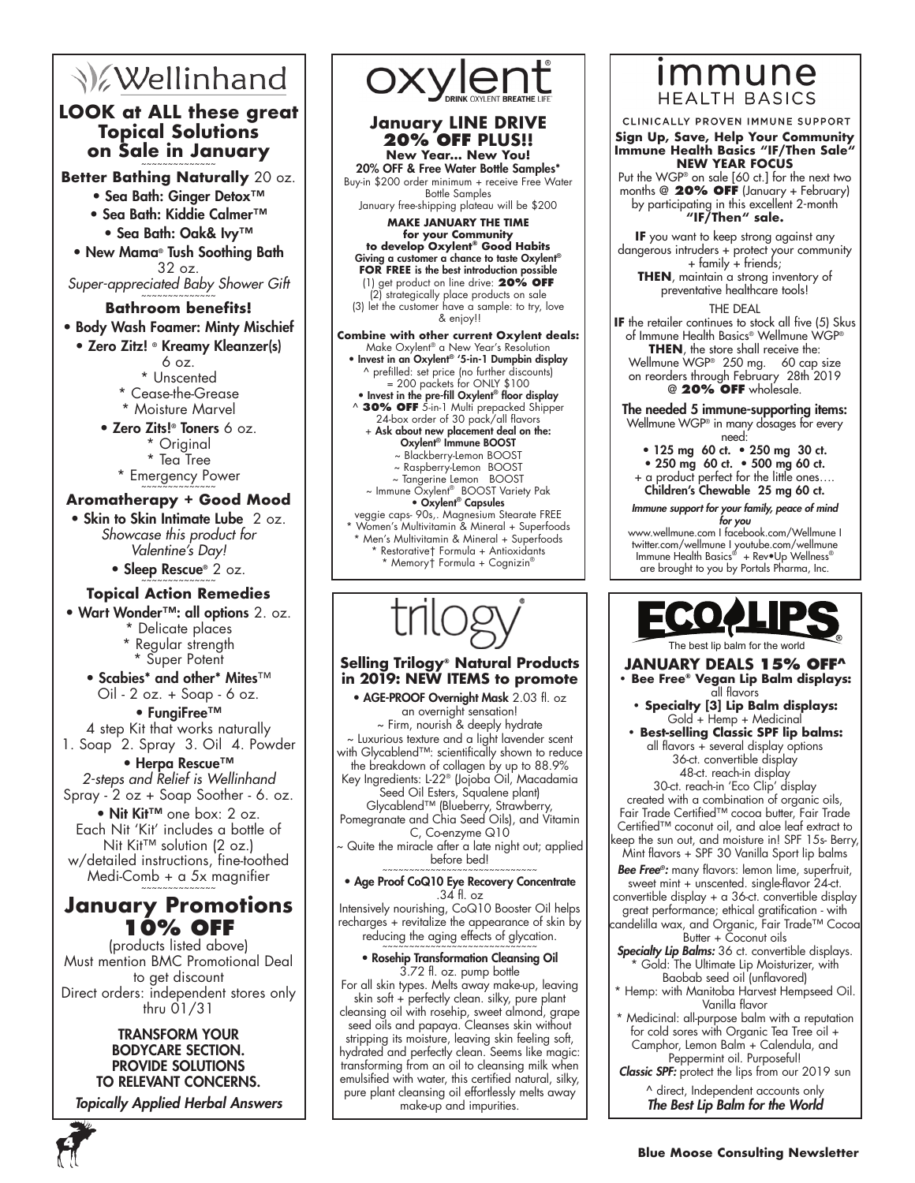# Wellinhand

## LOOK at ALL these great Topical Solutions on Sale in January

**Better Bathing Naturally** 20 oz.

- Sea Bath: Ginger Detox™
- Sea Bath: Kiddie Calmer™
- Sea Bath: Oak& Ivy™
- New Mama® Tush Soothing Bath 32 oz.

*Super-appreciated Baby Shower Gift*

### Bathroom benefits!

- Body Wash Foamer: Minty Mischief
- Zero Zitz! ® Kreamy Kleanzer(s) 6 oz.
  - * Unscented
  - * Cease-the-Grease
  - * Moisture Marvel
- Zero Zits!® Toners 6 oz.
  - * Original
  - * Tea Tree
  - * Emergency Power

### Aromatherapy + Good Mood

- Skin to Skin Intimate Lube 2 oz. *Showcase this product for Valentine's Day!*
- Sleep Rescue® 2 oz.

### Topical Action Remedies

- Wart Wonder™: all options 2. oz.
  - * Delicate places
  - * Regular strength
  - * Super Potent
- Scabies* and other* Mites™ Oil - 2 oz. + Soap - 6 oz.
- FungiFree™ 4 step Kit that works naturally 1. Soap 2. Spray 3. Oil 4. Powder
- Herpa Rescue™ *2-steps and Relief is Wellinhand* Spray - 2 oz + Soap Soother - 6. oz.
- Nit Kit™ one box: 2 oz. Each Nit 'Kit' includes a bottle of Nit Kit™ solution (2 oz.) w/detailed instructions, fine-toothed Medi-Comb + a 5x magnifier

## January Promotions 10% OFF

(products listed above)
Must mention BMC Promotional Deal to get discount
Direct orders: independent stores only thru 01/31

**TRANSFORM YOUR BODYCARE SECTION. PROVIDE SOLUTIONS TO RELEVANT CONCERNS.**

*Topically Applied Herbal Answers*

# oxylent

DRINK OXYLENT BREATHE LIFE

## January LINE DRIVE 20% OFF PLUS!!

**New Year... New You!**
**20% OFF & Free Water Bottle Samples***
Buy-in $200 order minimum + receive Free Water Bottle Samples
January free-shipping plateau will be $200

**MAKE JANUARY THE TIME for your Community to develop Oxylent® Good Habits**
**Giving a customer a chance to taste Oxylent® FOR FREE is the best introduction possible**
(1) get product on line drive: **20% OFF**
(2) strategically place products on sale
(3) let the customer have a sample: to try, love & enjoy!!

**Combine with other current Oxylent deals:**
Make Oxylent® a New Year's Resolution

- **Invest in an Oxylent® '5-in-1 Dumpbin display**
  ^ prefilled: set price (no further discounts) = 200 packets for ONLY $100
- **Invest in the pre-fill Oxylent® floor display**
  ^ **30% OFF** 5-in-1 Multi prepacked Shipper 24-box order of 30 pack/all flavors
  + **Ask about new placement deal on the: Oxylent® Immune BOOST**
  - ~ Blackberry-Lemon BOOST
  - ~ Raspberry-Lemon BOOST
  - ~ Tangerine Lemon BOOST
  - ~ Immune Oxylent® BOOST Variety Pak
- **Oxylent® Capsules**
  veggie caps- 90s,. Magnesium Stearate FREE
  - * Women's Multivitamin & Mineral + Superfoods
  - * Men's Multivitamin & Mineral + Superfoods
  - * Restorative† Formula + Antioxidants
  - * Memory† Formula + Cognizin®

# immune HEALTH BASICS

CLINICALLY PROVEN IMMUNE SUPPORT

**Sign Up, Save, Help Your Community Immune Health Basics "IF/Then Sale" NEW YEAR FOCUS**

Put the WGP® on sale [60 ct.] for the next two months @ **20% OFF** (January + February) by participating in this excellent 2-month **"IF/Then" sale.**

**IF** you want to keep strong against any dangerous intruders + protect your community + family + friends;
**THEN**, maintain a strong inventory of preventative healthcare tools!

THE DEAL

**IF** the retailer continues to stock all five (5) Skus of Immune Health Basics® Wellmune WGP® **THEN**, the store shall receive the: Wellmune WGP® 250 mg. 60 cap size on reorders through February 28th 2019 @ **20% OFF** wholesale.

**The needed 5 immune-supporting items:**
Wellmune WGP® in many dosages for every need:

- 125 mg 60 ct. • 250 mg 30 ct.
- 250 mg 60 ct. • 500 mg 60 ct.

+ a product perfect for the little ones....
**Children's Chewable 25 mg 60 ct.**

***Immune support for your family, peace of mind for you***

www.wellmune.com I facebook.com/Wellmune I twitter.com/wellmune I youtube.com/wellmune
Immune Health Basics® + Rev•Up Wellness® are brought to you by Portals Pharma, Inc.

# trilogy

## Selling Trilogy® Natural Products in 2019: NEW ITEMS to promote

- **AGE-PROOF Overnight Mask** 2.03 fl. oz
  an overnight sensation!
  ~ Firm, nourish & deeply hydrate
  ~ Luxurious texture and a light lavender scent with Glycablend™: scientifically shown to reduce the breakdown of collagen by up to 88.9%
  Key Ingredients: L-22® (Jojoba Oil, Macadamia Seed Oil Esters, Squalene plant) Glycablend™ (Blueberry, Strawberry, Pomegranate and Chia Seed Oils), and Vitamin C, Co-enzyme Q10
  ~ Quite the miracle after a late night out; applied before bed!
- **Age Proof CoQ10 Eye Recovery Concentrate** .34 fl. oz
  Intensively nourishing, CoQ10 Booster Oil helps recharges + revitalize the appearance of skin by reducing the aging effects of glycation.
- **Rosehip Transformation Cleansing Oil** 3.72 fl. oz. pump bottle
  For all skin types. Melts away make-up, leaving skin soft + perfectly clean. silky, pure plant cleansing oil with rosehip, sweet almond, grape seed oils and papaya. Cleanses skin without stripping its moisture, leaving skin feeling soft, hydrated and perfectly clean. Seems like magic: transforming from an oil to cleansing milk when emulsified with water, this certified natural, silky, pure plant cleansing oil effortlessly melts away make-up and impurities.

# ECO LIPS

The best lip balm for the world

## JANUARY DEALS 15% OFF^

- **Bee Free® Vegan Lip Balm displays:** all flavors
- **Specialty [3] Lip Balm displays:** Gold + Hemp + Medicinal
- **Best-selling Classic SPF lip balms:** all flavors + several display options
  36-ct. convertible display
  48-ct. reach-in display
  30-ct. reach-in 'Eco Clip' display

created with a combination of organic oils, Fair Trade Certified™ cocoa butter, Fair Trade Certified™ coconut oil, and aloe leaf extract to keep the sun out, and moisture in! SPF 15s- Berry, Mint flavors + SPF 30 Vanilla Sport lip balms

***Bee Free®:*** many flavors: lemon lime, superfruit, sweet mint + unscented. single-flavor 24-ct. convertible display + a 36-ct. convertible display great performance; ethical gratification - with candelilla wax, and Organic, Fair Trade™ Cocoa Butter + Coconut oils

***Specialty Lip Balms:*** 36 ct. convertible displays.

- * Gold: The Ultimate Lip Moisturizer, with Baobab seed oil (unflavored)
- * Hemp: with Manitoba Harvest Hempseed Oil. Vanilla flavor
- * Medicinal: all-purpose balm with a reputation for cold sores with Organic Tea Tree oil + Camphor, Lemon Balm + Calendula, and Peppermint oil. Purposeful!

***Classic SPF:*** protect the lips from our 2019 sun

^ direct, Independent accounts only

***The Best Lip Balm for the World***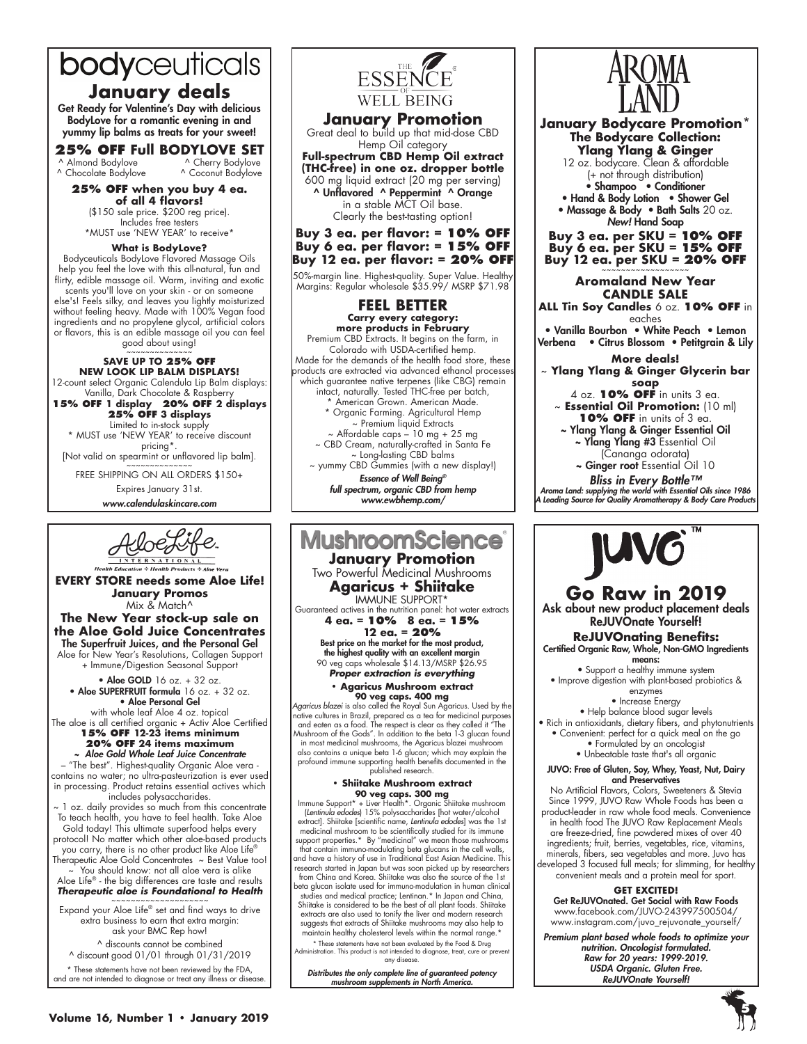# bodyceuticals

## January deals

**Get Ready for Valentine's Day with delicious BodyLove for a romantic evening in and yummy lip balms as treats for your sweet!**

### 25% OFF Full BODYLOVE SET

^ Almond Bodylove ^ Cherry Bodylove
^ Chocolate Bodylove ^ Coconut Bodylove

**25% OFF when you buy 4 ea. of all 4 flavors!**
($150 sale price. $200 reg price).
Includes free testers
*MUST use 'NEW YEAR' to receive*

**What is BodyLove?**

Bodyceuticals BodyLove Flavored Massage Oils help you feel the love with this all-natural, fun and flirty, edible massage oil. Warm, inviting and exotic scents you'll love on your skin - or on someone else's! Feels silky, and leaves you lightly moisturized without feeling heavy. Made with 100% Vegan food ingredients and no propylene glycol, artificial colors or flavors, this is an edible massage oil you can feel good about using!

~~~~~~~~~~~~~~

**SAVE UP TO 25% OFF NEW LOOK LIP BALM DISPLAYS!**

12-count select Organic Calendula Lip Balm displays: Vanilla, Dark Chocolate & Raspberry

**15% OFF 1 display 20% OFF 2 displays 25% OFF 3 displays**

Limited to in-stock supply
* MUST use 'NEW YEAR' to receive discount pricing*.
[Not valid on spearmint or unflavored lip balm].

~~~~~~~~~~~~~~

FREE SHIPPING ON ALL ORDERS $150+

Expires January 31st.

*www.calendulaskincare.com*

---

# THE ESSENCE OF WELL BEING

## January Promotion

Great deal to build up that mid-dose CBD Hemp Oil category

**Full-spectrum CBD Hemp Oil extract (THC-free) in one oz. dropper bottle**
600 mg liquid extract (20 mg per serving)
**^ Unflavored ^ Peppermint ^ Orange**
in a stable MCT Oil base.
Clearly the best-tasting option!

**Buy 3 ea. per flavor: = 10% OFF**
**Buy 6 ea. per flavor: = 15% OFF**
**Buy 12 ea. per flavor: = 20% OFF**

50%-margin line. Highest-quality. Super Value. Healthy Margins: Regular wholesale $35.99/ MSRP $71.98

### FEEL BETTER

**Carry every category: more products in February**

Premium CBD Extracts. It begins on the farm, in Colorado with USDA-certified hemp. Made for the demands of the health food store, these products are extracted via advanced ethanol processes which guarantee native terpenes (like CBG) remain intact, naturally. Tested THC-free per batch,

* American Grown. American Made.
* Organic Farming. Agricultural Hemp

~ Premium liquid Extracts
~ Affordable caps – 10 mg + 25 mg
~ CBD Cream, naturally-crafted in Santa Fe
~ Long-lasting CBD balms
~ yummy CBD Gummies (with a new display!)

*Essence of Well Being® full spectrum, organic CBD from hemp www.ewbhemp.com/*

---

# AROMA LAND

**January Bodycare Promotion*
The Bodycare Collection:
Ylang Ylang & Ginger**

12 oz. bodycare. Clean & affordable
(+ not through distribution)

- Shampoo • Conditioner
- Hand & Body Lotion • Shower Gel
- Massage & Body • Bath Salts 20 oz.

*New!* Hand Soap

**Buy 3 ea. per SKU = 10% OFF**
**Buy 6 ea. per SKU = 15% OFF**
**Buy 12 ea. per SKU = 20% OFF**

~~~~~~~~~~~~~~~~~~

**Aromaland New Year CANDLE SALE**

**ALL Tin Soy Candles** 6 oz. **10% OFF** in eaches

- Vanilla Bourbon • White Peach • Lemon Verbena • Citrus Blossom • Petitgrain & Lily

**More deals!**

~ **Ylang Ylang & Ginger Glycerin bar soap**
4 oz. **10% OFF** in units 3 ea.

~ **Essential Oil Promotion:** (10 ml)
**10% OFF** in units of 3 ea.

~ Ylang Ylang & Ginger Essential Oil
~ Ylang Ylang #3 Essential Oil (Cananga odorata)
~ Ginger root Essential Oil 10

*Bliss in Every Bottle™*

*Aroma Land: supplying the world with Essential Oils since 1986*
*A Leading Source for Quality Aromatherapy & Body Care Products*

---

# AloeLife INTERNATIONAL

*Health Education ❖ Health Products ❖ Aloe Vera*

**EVERY STORE needs some Aloe Life!**

**January Promos**
Mix & Match^

**The New Year stock-up sale on the Aloe Gold Juice Concentrates**
**The Superfruit Juices, and the Personal Gel**

Aloe for New Year's Resolutions, Collagen Support + Immune/Digestion Seasonal Support

- **Aloe GOLD** 16 oz. + 32 oz.
- **Aloe SUPERFRUIT formula** 16 oz. + 32 oz.
- **Aloe Personal Gel**

with whole leaf Aloe 4 oz. topical
The aloe is all certified organic + Activ Aloe Certified

**15% OFF 12-23 items minimum**
**20% OFF 24 items maximum**

*~ Aloe Gold Whole Leaf Juice Concentrate*
– "The best". Highest-quality Organic Aloe vera - contains no water; no ultra-pasteurization is ever used in processing. Product retains essential actives which includes polysaccharides.

~ 1 oz. daily provides so much from this concentrate To teach health, you have to feel health. Take Aloe Gold today! This ultimate superfood helps every protocol! No matter which other aloe-based products you carry, there is no other product like Aloe Life® Therapeutic Aloe Gold Concentrates ~ Best Value too!

~ You should know: not all aloe vera is alike Aloe Life® - the big differences are taste and results

***Therapeutic aloe is Foundational to Health***

~~~~~~~~~~~~~~~~~~

Expand your Aloe Life® set and find ways to drive extra business to earn that extra margin: ask your BMC Rep how!

^ discounts cannot be combined
^ discount good 01/01 through 01/31/2019

* These statements have not been reviewed by the FDA, and are not intended to diagnose or treat any illness or disease.

---

# MushroomScience®

## January Promotion

Two Powerful Medicinal Mushrooms

### Agaricus + Shiitake

IMMUNE SUPPORT*

Guaranteed actives in the nutrition panel: hot water extracts

**4 ea. = 10% 8 ea. = 15%**
**12 ea. = 20%**

**Best price on the market for the most product, the highest quality with an excellent margin**
90 veg caps wholesale $14.13/MSRP $26.95

***Proper extraction is everything***

**• Agaricus Mushroom extract**
**90 veg caps. 400 mg**

*Agaricus blazei* is also called the Royal Sun Agaricus. Used by the native cultures in Brazil, prepared as a tea for medicinal purposes and eaten as a food. The respect is clear as they called it "The Mushroom of the Gods". In addition to the beta 1-3 glucan found in most medicinal mushrooms, the Agaricus blazei mushroom also contains a unique beta 1-6 glucan; which may explain the profound immune supporting health benefits documented in the published research.

**• Shiitake Mushroom extract**
**90 veg caps. 300 mg**

Immune Support* + Liver Health*. Organic Shiitake mushroom (*Lentinula edodes*) 15% polysaccharides [hot water/alcohol extract]. Shiitake [scientific name, *Lentinula edodes*] was the 1st medicinal mushroom to be scientifically studied for its immune support properties.* By "medicinal" we mean those mushrooms that contain immuno-modulating beta glucans in the cell walls, and have a history of use in Traditional East Asian Medicine. This research started in Japan but was soon picked up by researchers from China and Korea. Shiitake was also the source of the 1st beta glucan isolate used for immuno-modulation in human clinical studies and medical practice; Lentinan.* In Japan and China, Shiitake is considered to be the best of all plant foods. Shiitake extracts are also used to tonify the liver and modern research suggests that extracts of Shiitake mushrooms may also help to maintain healthy cholesterol levels within the normal range.*

* These statements have not been evaluated by the Food & Drug Administration. This product is not intended to diagnose, treat, cure or prevent any disease.

*Distributes the only complete line of guaranteed potency mushroom supplements in North America.*

---

# JUVO™

## Go Raw in 2019

**Ask about new product placement deals**
**ReJUVOnate Yourself!**

**ReJUVOnating Benefits:**
**Certified Organic Raw, Whole, Non-GMO Ingredients means:**

- Support a healthy immune system
- Improve digestion with plant-based probiotics & enzymes
- Increase Energy
- Help balance blood sugar levels
- Rich in antioxidants, dietary fibers, and phytonutrients
- Convenient: perfect for a quick meal on the go
- Formulated by an oncologist
- Unbeatable taste that's all organic

**JUVO: Free of Gluten, Soy, Whey, Yeast, Nut, Dairy and Preservatives**

No Artificial Flavors, Colors, Sweeteners & Stevia Since 1999, JUVO Raw Whole Foods has been a product-leader in raw whole food meals. Convenience in health food The JUVO Raw Replacement Meals are freeze-dried, fine powdered mixes of over 40 ingredients; fruit, berries, vegetables, rice, vitamins, minerals, fibers, sea vegetables and more. Juvo has developed 3 focused full meals; for slimming, for healthy convenient meals and a protein meal for sport.

**GET EXCITED!**
**Get ReJUVOnated. Get Social with Raw Foods**
www.facebook.com/JUVO-243997500504/
www.instagram.com/juvo_rejuvonate_yourself/

*Premium plant based whole foods to optimize your nutrition. Oncologist formulated. Raw for 20 years: 1999-2019. USDA Organic. Gluten Free. ReJUVOnate Yourself!*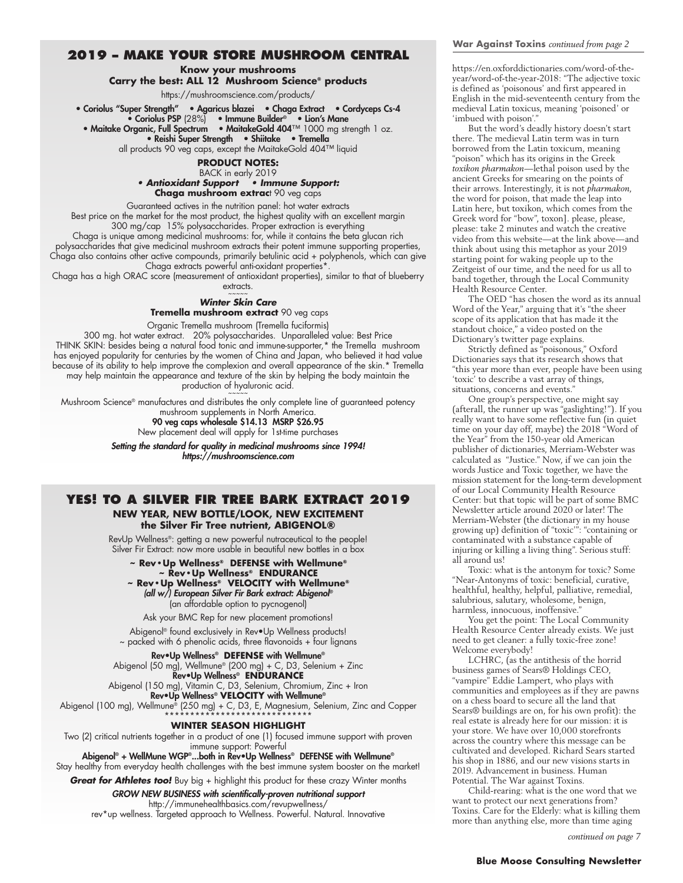## 2019 – MAKE YOUR STORE MUSHROOM CENTRAL

**Know your mushrooms**
**Carry the best: ALL 12 Mushroom Science® products**

https://mushroomscience.com/products/

• **Coriolus "Super Strength"** • **Agaricus blazei** • **Chaga Extract** • **Cordyceps Cs-4**
• **Coriolus PSP** (28%) • **Immune Builder®** • **Lion's Mane**
• **Maitake Organic, Full Spectrum** • **MaitakeGold 404**™ 1000 mg strength 1 oz.
• **Reishi Super Strength** • **Shiitake** • **Tremella**

all products 90 veg caps, except the MaitakeGold 404™ liquid

**PRODUCT NOTES:**

BACK in early 2019

***• Antioxidant Support • Immune Support:***
**Chaga mushroom extract** 90 veg caps

Guaranteed actives in the nutrition panel: hot water extracts

Best price on the market for the most product, the highest quality with an excellent margin

300 mg/cap 15% polysaccharides. Proper extraction is everything

Chaga is unique among medicinal mushrooms: for, while it contains the beta glucan rich polysaccharides that give medicinal mushroom extracts their potent immune supporting properties, Chaga also contains other active compounds, primarily betulinic acid + polyphenols, which can give Chaga extracts powerful anti-oxidant properties*.

Chaga has a high ORAC score (measurement of antioxidant properties), similar to that of blueberry extracts.

~~~~~

***Winter Skin Care***
**Tremella mushroom extract** 90 veg caps

Organic Tremella mushroom (Tremella fuciformis)

300 mg. hot water extract. 20% polysaccharides. Unparalleled value: Best Price

THINK SKIN: besides being a natural food tonic and immune-supporter,* the Tremella mushroom has enjoyed popularity for centuries by the women of China and Japan, who believed it had value because of its ability to help improve the complexion and overall appearance of the skin.* Tremella may help maintain the appearance and texture of the skin by helping the body maintain the production of hyaluronic acid.

~~~~~

Mushroom Science® manufactures and distributes the only complete line of guaranteed potency mushroom supplements in North America.

**90 veg caps wholesale $14.13 MSRP $26.95**

New placement deal will apply for 1st-time purchases

***Setting the standard for quality in medicinal mushrooms since 1994!***
***https://mushroomscience.com***

## YES! TO A SILVER FIR TREE BARK EXTRACT 2019

**NEW YEAR, NEW BOTTLE/LOOK, NEW EXCITEMENT**
**the Silver Fir Tree nutrient, ABIGENOL®**

RevUp Wellness®: getting a new powerful nutraceutical to the people!
Silver Fir Extract: now more usable in beautiful new bottles in a box

**~ Rev•Up Wellness® DEFENSE with Wellmune®**
**~ Rev•Up Wellness® ENDURANCE**
**~ Rev•Up Wellness® VELOCITY with Wellmune®**
***(all w/) European Silver Fir Bark extract: Abigenol®***
(an affordable option to pycnogenol)

Ask your BMC Rep for new placement promotions!

Abigenol® found exclusively in Rev•Up Wellness products!
~ packed with 6 phenolic acids, three flavonoids + four lignans

**Rev•Up Wellness® DEFENSE with Wellmune®**
Abigenol (50 mg), Wellmune® (200 mg) + C, D3, Selenium + Zinc

**Rev•Up Wellness® ENDURANCE**
Abigenol (150 mg), Vitamin C, D3, Selenium, Chromium, Zinc + Iron

**Rev•Up Wellness® VELOCITY with Wellmune®**
Abigenol (100 mg), Wellmune® (250 mg) + C, D3, E, Magnesium, Selenium, Zinc and Copper

****************************

**WINTER SEASON HIGHLIGHT**

Two (2) critical nutrients together in a product of one (1) focused immune support with proven immune support: Powerful

**Abigenol® + WellMune WGP®...both in Rev•Up Wellness® DEFENSE with Wellmune®**

Stay healthy from everyday health challenges with the best immune system booster on the market!

***Great for Athletes too!*** Buy big + highlight this product for these crazy Winter months

***GROW NEW BUSINESS with scientifically-proven nutritional support***
http://immunehealthbasics.com/revupwellness/
rev*up wellness. Targeted approach to Wellness. Powerful. Natural. Innovative

**War Against Toxins** *continued from page 2*

https://en.oxforddictionaries.com/word-of-the-year/word-of-the-year-2018: "The adjective toxic is defined as 'poisonous' and first appeared in English in the mid-seventeenth century from the medieval Latin toxicus, meaning 'poisoned' or 'imbued with poison'."

But the word's deadly history doesn't start there. The medieval Latin term was in turn borrowed from the Latin toxicum, meaning "poison" which has its origins in the Greek *toxikon pharmakon*—lethal poison used by the ancient Greeks for smearing on the points of their arrows. Interestingly, it is not *pharmakon*, the word for poison, that made the leap into Latin here, but toxikon, which comes from the Greek word for "bow", toxon]. please, please, please: take 2 minutes and watch the creative video from this website—at the link above—and think about using this metaphor as your 2019 starting point for waking people up to the Zeitgeist of our time, and the need for us all to band together, through the Local Community Health Resource Center.

The OED "has chosen the word as its annual Word of the Year," arguing that it's "the sheer scope of its application that has made it the standout choice," a video posted on the Dictionary's twitter page explains.

Strictly defined as "poisonous," Oxford Dictionaries says that its research shows that "this year more than ever, people have been using 'toxic' to describe a vast array of things, situations, concerns and events."

One group's perspective, one might say (afterall, the runner up was "gaslighting!"). If you really want to have some reflective fun (in quiet time on your day off, maybe) the 2018 "Word of the Year" from the 150-year old American publisher of dictionaries, Merriam-Webster was calculated as "Justice." Now, if we can join the words Justice and Toxic together, we have the mission statement for the long-term development of our Local Community Health Resource Center: but that topic will be part of some BMC Newsletter article around 2020 or later! The Merriam-Webster (the dictionary in my house growing up) definition of "toxic'": "containing or contaminated with a substance capable of injuring or killing a living thing". Serious stuff: all around us!

Toxic: what is the antonym for toxic? Some "Near-Antonyms of toxic: beneficial, curative, healthful, healthy, helpful, palliative, remedial, salubrious, salutary, wholesome, benign, harmless, innocuous, inoffensive."

You get the point: The Local Community Health Resource Center already exists. We just need to get cleaner: a fully toxic-free zone! Welcome everybody!

LCHRC, (as the antithesis of the horrid business games of Sears® Holdings CEO, "vampire" Eddie Lampert, who plays with communities and employees as if they are pawns on a chess board to secure all the land that Sears® buildings are on, for his own profit): the real estate is already here for our mission: it is your store. We have over 10,000 storefronts across the country where this message can be cultivated and developed. Richard Sears started his shop in 1886, and our new visions starts in 2019. Advancement in business. Human Potential. The War against Toxins.

Child-rearing: what is the one word that we want to protect our next generations from? Toxins. Care for the Elderly: what is killing them more than anything else, more than time aging

*continued on page 7*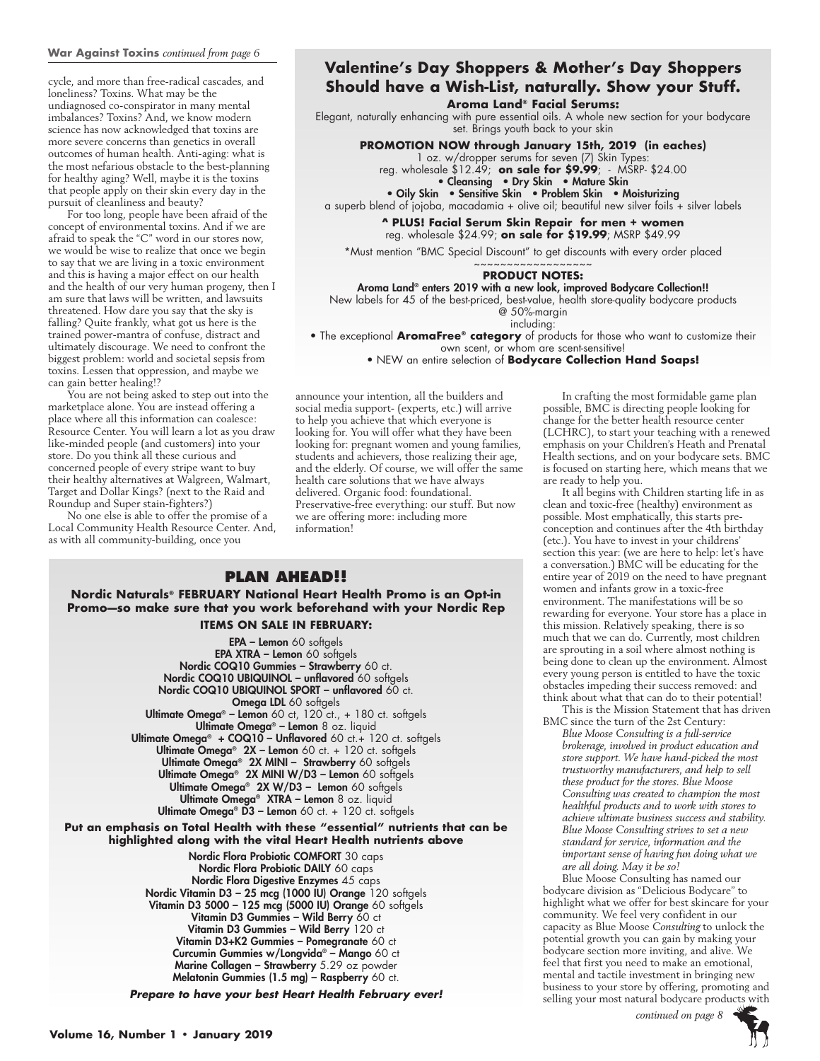**War Against Toxins** *continued from page 6*

cycle, and more than free-radical cascades, and loneliness? Toxins. What may be the undiagnosed co-conspirator in many mental imbalances? Toxins? And, we know modern science has now acknowledged that toxins are more severe concerns than genetics in overall outcomes of human health. Anti-aging: what is the most nefarious obstacle to the best-planning for healthy aging? Well, maybe it is the toxins that people apply on their skin every day in the pursuit of cleanliness and beauty?

For too long, people have been afraid of the concept of environmental toxins. And if we are afraid to speak the "C" word in our stores now, we would be wise to realize that once we begin to say that we are living in a toxic environment and this is having a major effect on our health and the health of our very human progeny, then I am sure that laws will be written, and lawsuits threatened. How dare you say that the sky is falling? Quite frankly, what got us here is the trained power-mantra of confuse, distract and ultimately discourage. We need to confront the biggest problem: world and societal sepsis from toxins. Lessen that oppression, and maybe we can gain better healing!?

You are not being asked to step out into the marketplace alone. You are instead offering a place where all this information can coalesce: Resource Center. You will learn a lot as you draw like-minded people (and customers) into your store. Do you think all these curious and concerned people of every stripe want to buy their healthy alternatives at Walgreen, Walmart, Target and Dollar Kings? (next to the Raid and Roundup and Super stain-fighters?)

No one else is able to offer the promise of a Local Community Health Resource Center. And, as with all community-building, once you announce your intention, all the builders and social media support- (experts, etc.) will arrive to help you achieve that which everyone is looking for. You will offer what they have been looking for: pregnant women and young families, students and achievers, those realizing their age, and the elderly. Of course, we will offer the same health care solutions that we have always delivered. Organic food: foundational. Preservative-free everything: our stuff. But now we are offering more: including more information!

In crafting the most formidable game plan possible, BMC is directing people looking for change for the better health resource center (LCHRC), to start your teaching with a renewed emphasis on your Children's Heath and Prenatal Health sections, and on your bodycare sets. BMC is focused on starting here, which means that we are ready to help you.

It all begins with Children starting life in as clean and toxic-free (healthy) environment as possible. Most emphatically, this starts pre-conception and continues after the 4th birthday (etc.). You have to invest in your childrens' section this year: (we are here to help: let's have a conversation.) BMC will be educating for the entire year of 2019 on the need to have pregnant women and infants grow in a toxic-free environment. The manifestations will be so rewarding for everyone. Your store has a place in this mission. Relatively speaking, there is so much that we can do. Currently, most children are sprouting in a soil where almost nothing is being done to clean up the environment. Almost every young person is entitled to have the toxic obstacles impeding their success removed: and think about what that can do to their potential!

This is the Mission Statement that has driven BMC since the turn of the 2st Century:

*Blue Moose Consulting is a full-service brokerage, involved in product education and store support. We have hand-picked the most trustworthy manufacturers, and help to sell these product for the stores. Blue Moose Consulting was created to champion the most healthful products and to work with stores to achieve ultimate business success and stability. Blue Moose Consulting strives to set a new standard for service, information and the important sense of having fun doing what we are all doing. May it be so!*

Blue Moose Consulting has named our bodycare division as "Delicious Bodycare" to highlight what we offer for best skincare for your community. We feel very confident in our capacity as Blue Moose *Consulting* to unlock the potential growth you can gain by making your bodycare section more inviting, and alive. We feel that first you need to make an emotional, mental and tactile investment in bringing new business to your store by offering, promoting and selling your most natural bodycare products with

*continued on page 8*

## Valentine's Day Shoppers & Mother's Day Shoppers Should have a Wish-List, naturally. Show your Stuff.

**Aroma Land® Facial Serums:**

Elegant, naturally enhancing with pure essential oils. A whole new section for your bodycare set. Brings youth back to your skin

**PROMOTION NOW through January 15th, 2019 (in eaches)**

1 oz. w/dropper serums for seven (7) Skin Types:
reg. wholesale $12.49; **on sale for $9.99**; - MSRP- $24.00

• Cleansing • Dry Skin • Mature Skin
• Oily Skin • Sensitive Skin • Problem Skin • Moisturizing

a superb blend of jojoba, macadamia + olive oil; beautiful new silver foils + silver labels

**^ PLUS! Facial Serum Skin Repair for men + women**
reg. wholesale $24.99; **on sale for $19.99**; MSRP $49.99

*Must mention "BMC Special Discount" to get discounts with every order placed

~~~~~~~~~~~~~~~~~~

**PRODUCT NOTES:**

**Aroma Land® enters 2019 with a new look, improved Bodycare Collection!!**

New labels for 45 of the best-priced, best-value, health store-quality bodycare products @ 50%-margin including:

• The exceptional **AromaFree® category** of products for those who want to customize their own scent, or whom are scent-sensitive!

• NEW an entire selection of **Bodycare Collection Hand Soaps!**

## PLAN AHEAD!!

**Nordic Naturals® FEBRUARY National Heart Health Promo is an Opt-in Promo—so make sure that you work beforehand with your Nordic Rep**

**ITEMS ON SALE IN FEBRUARY:**

**EPA – Lemon** 60 softgels
**EPA XTRA – Lemon** 60 softgels
**Nordic COQ10 Gummies – Strawberry** 60 ct.
**Nordic COQ10 UBIQUINOL – unflavored** 60 softgels
**Nordic COQ10 UBIQUINOL SPORT – unflavored** 60 ct.
**Omega LDL** 60 softgels
**Ultimate Omega® – Lemon** 60 ct, 120 ct., + 180 ct. softgels
**Ultimate Omega® – Lemon** 8 oz. liquid
**Ultimate Omega® + COQ10 – Unflavored** 60 ct.+ 120 ct. softgels
**Ultimate Omega® 2X – Lemon** 60 ct. + 120 ct. softgels
**Ultimate Omega® 2X MINI – Strawberry** 60 softgels
**Ultimate Omega® 2X MINI W/D3 – Lemon** 60 softgels
**Ultimate Omega® 2X W/D3 – Lemon** 60 softgels
**Ultimate Omega® XTRA – Lemon** 8 oz. liquid
**Ultimate Omega® D3 – Lemon** 60 ct. + 120 ct. softgels

**Put an emphasis on Total Health with these "essential" nutrients that can be highlighted along with the vital Heart Health nutrients above**

**Nordic Flora Probiotic COMFORT** 30 caps
**Nordic Flora Probiotic DAILY** 60 caps
**Nordic Flora Digestive Enzymes** 45 caps
**Nordic Vitamin D3 – 25 mcg (1000 IU) Orange** 120 softgels
**Vitamin D3 5000 – 125 mcg (5000 IU) Orange** 60 softgels
**Vitamin D3 Gummies – Wild Berry** 60 ct
**Vitamin D3 Gummies – Wild Berry** 120 ct
**Vitamin D3+K2 Gummies – Pomegranate** 60 ct
**Curcumin Gummies w/Longvida® – Mango** 60 ct
**Marine Collagen – Strawberry** 5.29 oz powder
**Melatonin Gummies (1.5 mg) – Raspberry** 60 ct.

***Prepare to have your best Heart Health February ever!***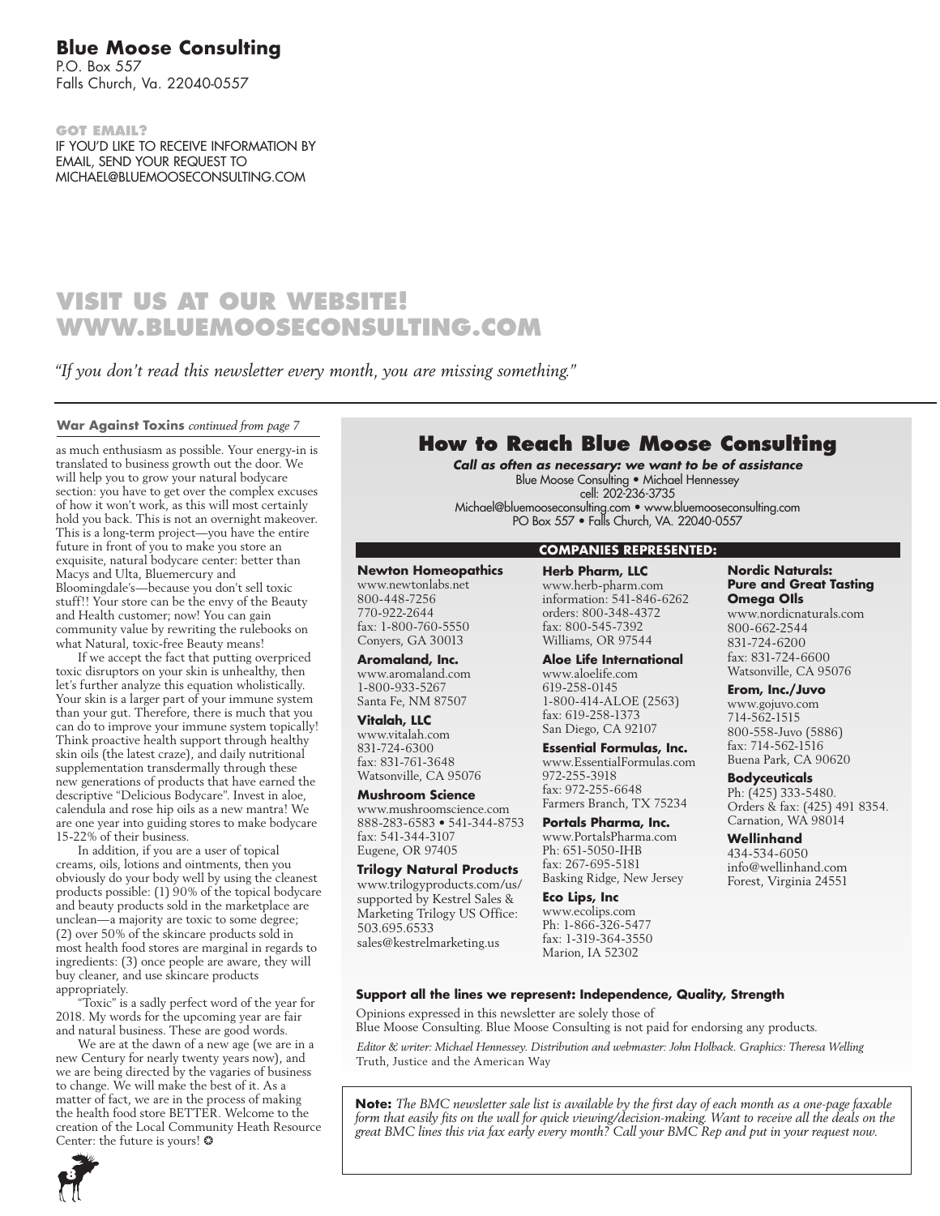## Blue Moose Consulting

P.O. Box 557
Falls Church, Va. 22040-0557

**GOT EMAIL?**
IF YOU'D LIKE TO RECEIVE INFORMATION BY EMAIL, SEND YOUR REQUEST TO MICHAEL@BLUEMOOSECONSULTING.COM

## VISIT US AT OUR WEBSITE! WWW.BLUEMOOSECONSULTING.COM

*"If you don't read this newsletter every month, you are missing something."*

**War Against Toxins** *continued from page 7*

as much enthusiasm as possible. Your energy-in is translated to business growth out the door. We will help you to grow your natural bodycare section: you have to get over the complex excuses of how it won't work, as this will most certainly hold you back. This is not an overnight makeover. This is a long-term project—you have the entire future in front of you to make you store an exquisite, natural bodycare center: better than Macys and Ulta, Bluemercury and Bloomingdale's—because you don't sell toxic stuff!! Your store can be the envy of the Beauty and Health customer; now! You can gain community value by rewriting the rulebooks on what Natural, toxic-free Beauty means!

If we accept the fact that putting overpriced toxic disruptors on your skin is unhealthy, then let's further analyze this equation wholistically. Your skin is a larger part of your immune system than your gut. Therefore, there is much that you can do to improve your immune system topically! Think proactive health support through healthy skin oils (the latest craze), and daily nutritional supplementation transdermally through these new generations of products that have earned the descriptive "Delicious Bodycare". Invest in aloe, calendula and rose hip oils as a new mantra! We are one year into guiding stores to make bodycare 15-22% of their business.

In addition, if you are a user of topical creams, oils, lotions and ointments, then you obviously do your body well by using the cleanest products possible: (1) 90% of the topical bodycare and beauty products sold in the marketplace are unclean—a majority are toxic to some degree; (2) over 50% of the skincare products sold in most health food stores are marginal in regards to ingredients: (3) once people are aware, they will buy cleaner, and use skincare products appropriately.

"Toxic" is a sadly perfect word of the year for 2018. My words for the upcoming year are fair and natural business. These are good words.

We are at the dawn of a new age (we are in a new Century for nearly twenty years now), and we are being directed by the vagaries of business to change. We will make the best of it. As a matter of fact, we are in the process of making the health food store BETTER. Welcome to the creation of the Local Community Heath Resource Center: the future is yours! ✪

## How to Reach Blue Moose Consulting

***Call as often as necessary: we want to be of assistance***

Blue Moose Consulting • Michael Hennessey
cell: 202-236-3735
Michael@bluemooseconsulting.com • www.bluemooseconsulting.com
PO Box 557 • Falls Church, VA. 22040-0557

### COMPANIES REPRESENTED:

**Newton Homeopathics**
www.newtonlabs.net
800-448-7256
770-922-2644
fax: 1-800-760-5550
Conyers, GA 30013

**Aromaland, Inc.**
www.aromaland.com
1-800-933-5267
Santa Fe, NM 87507

**Vitalah, LLC**
www.vitalah.com
831-724-6300
fax: 831-761-3648
Watsonville, CA 95076

**Mushroom Science**
www.mushroomscience.com
888-283-6583 • 541-344-8753
fax: 541-344-3107
Eugene, OR 97405

**Trilogy Natural Products**
www.trilogyproducts.com/us/
supported by Kestrel Sales & Marketing Trilogy US Office:
503.695.6533
sales@kestrelmarketing.us

**Herb Pharm, LLC**
www.herb-pharm.com
information: 541-846-6262
orders: 800-348-4372
fax: 800-545-7392
Williams, OR 97544

**Aloe Life International**
www.aloelife.com
619-258-0145
1-800-414-ALOE (2563)
fax: 619-258-1373
San Diego, CA 92107

**Essential Formulas, Inc.**
www.EssentialFormulas.com
972-255-3918
fax: 972-255-6648
Farmers Branch, TX 75234

**Portals Pharma, Inc.**
www.PortalsPharma.com
Ph: 651-5050-IHB
fax: 267-695-5181
Basking Ridge, New Jersey

**Eco Lips, Inc**
www.ecolips.com
Ph: 1-866-326-5477
fax: 1-319-364-3550
Marion, IA 52302

**Nordic Naturals: Pure and Great Tasting Omega OIls**
www.nordicnaturals.com
800-662-2544
831-724-6200
fax: 831-724-6600
Watsonville, CA 95076

**Erom, Inc./Juvo**
www.gojuvo.com
714-562-1515
800-558-Juvo (5886)
fax: 714-562-1516
Buena Park, CA 90620

**Bodyceuticals**
Ph: (425) 333-5480.
Orders & fax: (425) 491 8354.
Carnation, WA 98014

**Wellinhand**
434-534-6050
info@wellinhand.com
Forest, Virginia 24551

**Support all the lines we represent: Independence, Quality, Strength**

Opinions expressed in this newsletter are solely those of Blue Moose Consulting. Blue Moose Consulting is not paid for endorsing any products.

*Editor & writer: Michael Hennessey. Distribution and webmaster: John Holback. Graphics: Theresa Welling*
Truth, Justice and the American Way

**Note:** *The BMC newsletter sale list is available by the first day of each month as a one-page faxable form that easily fits on the wall for quick viewing/decision-making. Want to receive all the deals on the great BMC lines this via fax early every month? Call your BMC Rep and put in your request now.*